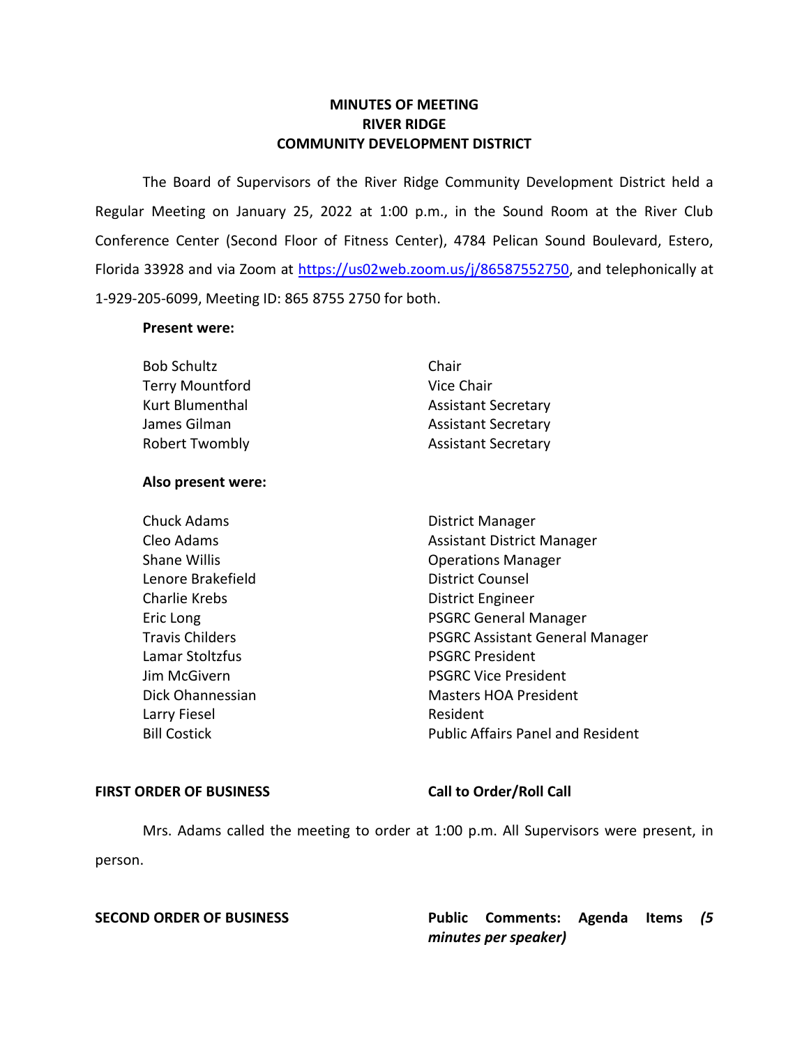**MINUTES OF MEETING**
**RIVER RIDGE**
**COMMUNITY DEVELOPMENT DISTRICT**

The Board of Supervisors of the River Ridge Community Development District held a Regular Meeting on January 25, 2022 at 1:00 p.m., in the Sound Room at the River Club Conference Center (Second Floor of Fitness Center), 4784 Pelican Sound Boulevard, Estero, Florida 33928 and via Zoom at https://us02web.zoom.us/j/86587552750, and telephonically at 1-929-205-6099, Meeting ID: 865 8755 2750 for both.

**Present were:**

| | |
|---|---|
| Bob Schultz | Chair |
| Terry Mountford | Vice Chair |
| Kurt Blumenthal | Assistant Secretary |
| James Gilman | Assistant Secretary |
| Robert Twombly | Assistant Secretary |

**Also present were:**

| | |
|---|---|
| Chuck Adams | District Manager |
| Cleo Adams | Assistant District Manager |
| Shane Willis | Operations Manager |
| Lenore Brakefield | District Counsel |
| Charlie Krebs | District Engineer |
| Eric Long | PSGRC General Manager |
| Travis Childers | PSGRC Assistant General Manager |
| Lamar Stoltzfus | PSGRC President |
| Jim McGivern | PSGRC Vice President |
| Dick Ohannessian | Masters HOA President |
| Larry Fiesel | Resident |
| Bill Costick | Public Affairs Panel and Resident |

**FIRST ORDER OF BUSINESS** **Call to Order/Roll Call**

Mrs. Adams called the meeting to order at 1:00 p.m. All Supervisors were present, in person.

**SECOND ORDER OF BUSINESS** **Public Comments: Agenda Items *(5 minutes per speaker)***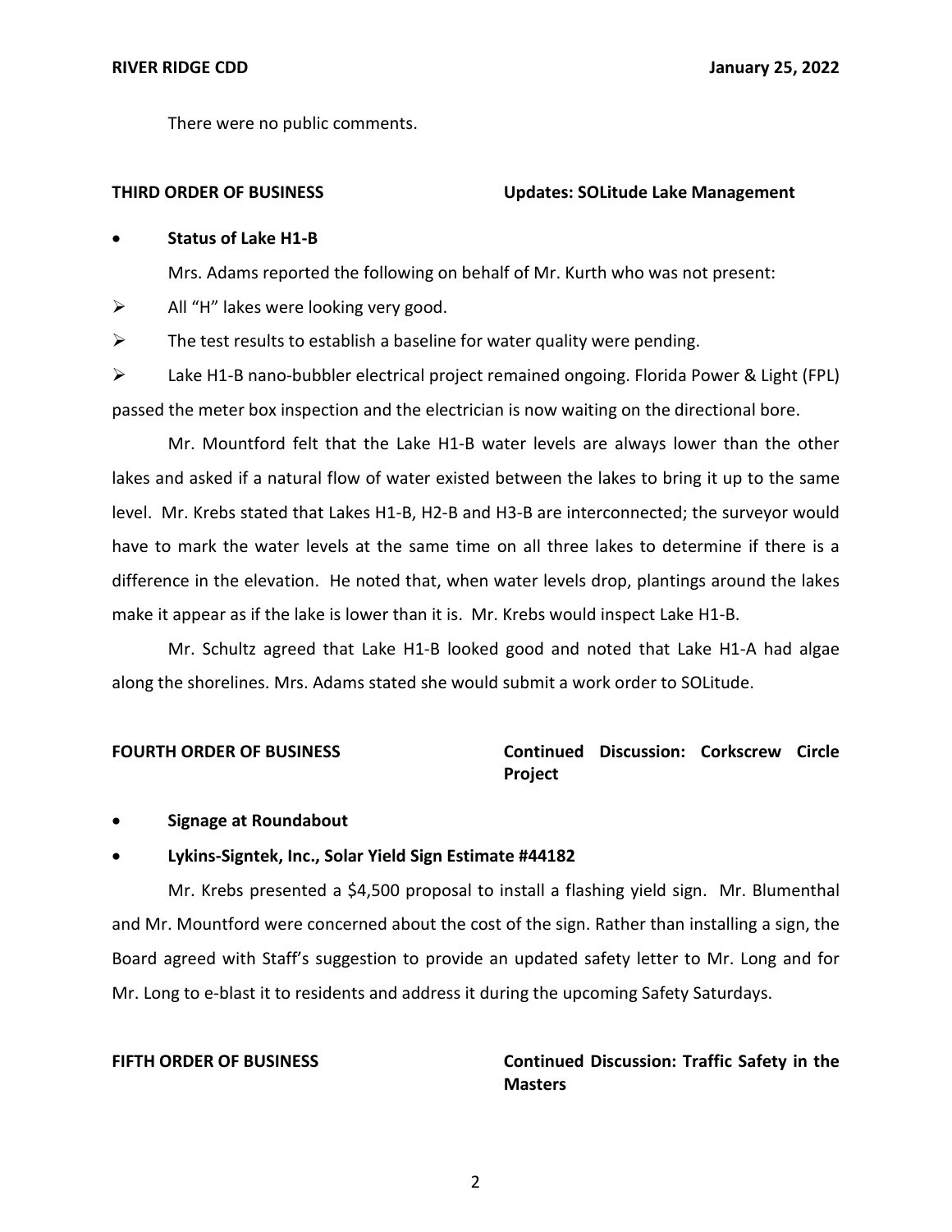There were no public comments.

**THIRD ORDER OF BUSINESS** **Updates: SOLitude Lake Management**

- **Status of Lake H1-B**

Mrs. Adams reported the following on behalf of Mr. Kurth who was not present:

- All "H" lakes were looking very good.
- The test results to establish a baseline for water quality were pending.
- Lake H1-B nano-bubbler electrical project remained ongoing. Florida Power & Light (FPL) passed the meter box inspection and the electrician is now waiting on the directional bore.

Mr. Mountford felt that the Lake H1-B water levels are always lower than the other lakes and asked if a natural flow of water existed between the lakes to bring it up to the same level. Mr. Krebs stated that Lakes H1-B, H2-B and H3-B are interconnected; the surveyor would have to mark the water levels at the same time on all three lakes to determine if there is a difference in the elevation. He noted that, when water levels drop, plantings around the lakes make it appear as if the lake is lower than it is. Mr. Krebs would inspect Lake H1-B.

Mr. Schultz agreed that Lake H1-B looked good and noted that Lake H1-A had algae along the shorelines. Mrs. Adams stated she would submit a work order to SOLitude.

**FOURTH ORDER OF BUSINESS** **Continued Discussion: Corkscrew Circle Project**

- **Signage at Roundabout**
- **Lykins-Signtek, Inc., Solar Yield Sign Estimate #44182**

Mr. Krebs presented a $4,500 proposal to install a flashing yield sign. Mr. Blumenthal and Mr. Mountford were concerned about the cost of the sign. Rather than installing a sign, the Board agreed with Staff's suggestion to provide an updated safety letter to Mr. Long and for Mr. Long to e-blast it to residents and address it during the upcoming Safety Saturdays.

**FIFTH ORDER OF BUSINESS** **Continued Discussion: Traffic Safety in the Masters**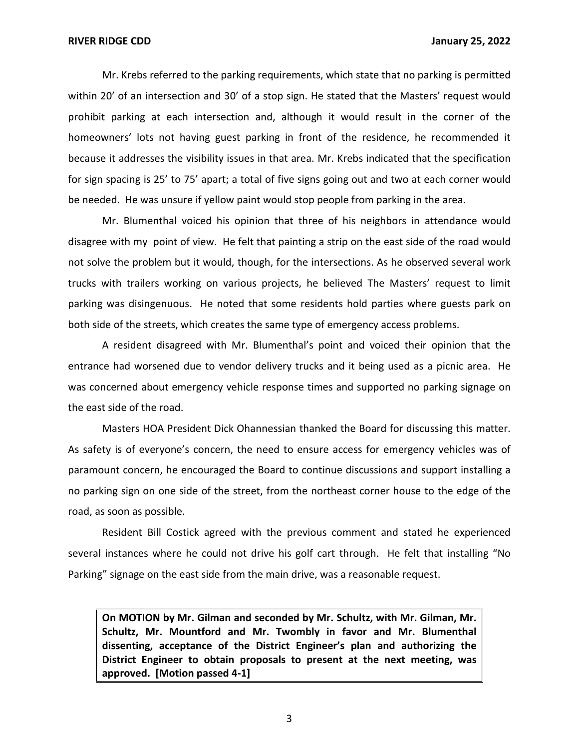Mr. Krebs referred to the parking requirements, which state that no parking is permitted within 20' of an intersection and 30' of a stop sign. He stated that the Masters' request would prohibit parking at each intersection and, although it would result in the corner of the homeowners' lots not having guest parking in front of the residence, he recommended it because it addresses the visibility issues in that area. Mr. Krebs indicated that the specification for sign spacing is 25' to 75' apart; a total of five signs going out and two at each corner would be needed. He was unsure if yellow paint would stop people from parking in the area.

Mr. Blumenthal voiced his opinion that three of his neighbors in attendance would disagree with my point of view. He felt that painting a strip on the east side of the road would not solve the problem but it would, though, for the intersections. As he observed several work trucks with trailers working on various projects, he believed The Masters' request to limit parking was disingenuous. He noted that some residents hold parties where guests park on both side of the streets, which creates the same type of emergency access problems.

A resident disagreed with Mr. Blumenthal's point and voiced their opinion that the entrance had worsened due to vendor delivery trucks and it being used as a picnic area. He was concerned about emergency vehicle response times and supported no parking signage on the east side of the road.

Masters HOA President Dick Ohannessian thanked the Board for discussing this matter. As safety is of everyone's concern, the need to ensure access for emergency vehicles was of paramount concern, he encouraged the Board to continue discussions and support installing a no parking sign on one side of the street, from the northeast corner house to the edge of the road, as soon as possible.

Resident Bill Costick agreed with the previous comment and stated he experienced several instances where he could not drive his golf cart through. He felt that installing "No Parking" signage on the east side from the main drive, was a reasonable request.

> **On MOTION by Mr. Gilman and seconded by Mr. Schultz, with Mr. Gilman, Mr. Schultz, Mr. Mountford and Mr. Twombly in favor and Mr. Blumenthal dissenting, acceptance of the District Engineer's plan and authorizing the District Engineer to obtain proposals to present at the next meeting, was approved. [Motion passed 4-1]**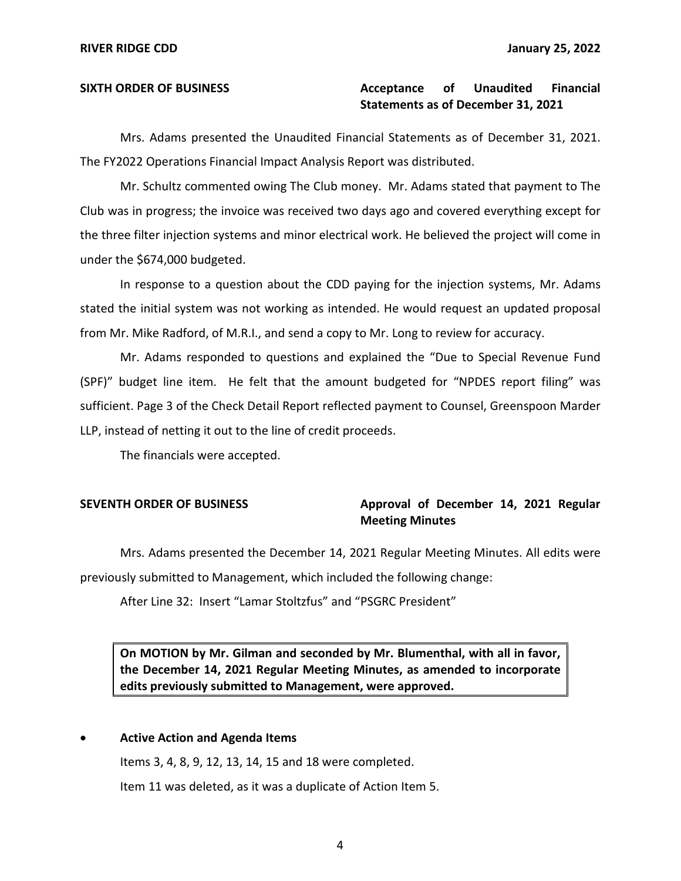**SIXTH ORDER OF BUSINESS** **Acceptance of Unaudited Financial Statements as of December 31, 2021**

Mrs. Adams presented the Unaudited Financial Statements as of December 31, 2021. The FY2022 Operations Financial Impact Analysis Report was distributed.

Mr. Schultz commented owing The Club money. Mr. Adams stated that payment to The Club was in progress; the invoice was received two days ago and covered everything except for the three filter injection systems and minor electrical work. He believed the project will come in under the $674,000 budgeted.

In response to a question about the CDD paying for the injection systems, Mr. Adams stated the initial system was not working as intended. He would request an updated proposal from Mr. Mike Radford, of M.R.I., and send a copy to Mr. Long to review for accuracy.

Mr. Adams responded to questions and explained the "Due to Special Revenue Fund (SPF)" budget line item. He felt that the amount budgeted for "NPDES report filing" was sufficient. Page 3 of the Check Detail Report reflected payment to Counsel, Greenspoon Marder LLP, instead of netting it out to the line of credit proceeds.

The financials were accepted.

**SEVENTH ORDER OF BUSINESS** **Approval of December 14, 2021 Regular Meeting Minutes**

Mrs. Adams presented the December 14, 2021 Regular Meeting Minutes. All edits were previously submitted to Management, which included the following change:

After Line 32: Insert "Lamar Stoltzfus" and "PSGRC President"

**On MOTION by Mr. Gilman and seconded by Mr. Blumenthal, with all in favor, the December 14, 2021 Regular Meeting Minutes, as amended to incorporate edits previously submitted to Management, were approved.**

- **Active Action and Agenda Items**

Items 3, 4, 8, 9, 12, 13, 14, 15 and 18 were completed.

Item 11 was deleted, as it was a duplicate of Action Item 5.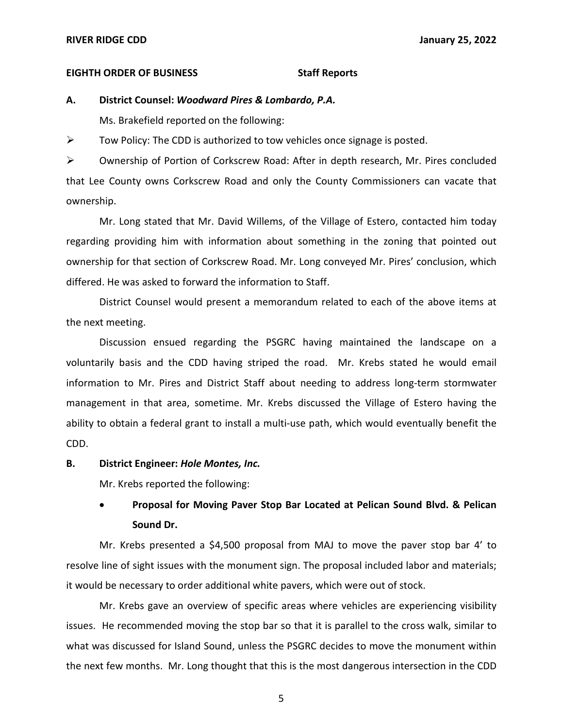**EIGHTH ORDER OF BUSINESS Staff Reports**

**A. District Counsel: *Woodward Pires & Lombardo, P.A.***

Ms. Brakefield reported on the following:

- Tow Policy: The CDD is authorized to tow vehicles once signage is posted.
- Ownership of Portion of Corkscrew Road: After in depth research, Mr. Pires concluded that Lee County owns Corkscrew Road and only the County Commissioners can vacate that ownership.

Mr. Long stated that Mr. David Willems, of the Village of Estero, contacted him today regarding providing him with information about something in the zoning that pointed out ownership for that section of Corkscrew Road. Mr. Long conveyed Mr. Pires' conclusion, which differed. He was asked to forward the information to Staff.

District Counsel would present a memorandum related to each of the above items at the next meeting.

Discussion ensued regarding the PSGRC having maintained the landscape on a voluntarily basis and the CDD having striped the road. Mr. Krebs stated he would email information to Mr. Pires and District Staff about needing to address long-term stormwater management in that area, sometime. Mr. Krebs discussed the Village of Estero having the ability to obtain a federal grant to install a multi-use path, which would eventually benefit the CDD.

**B. District Engineer: *Hole Montes, Inc.***

Mr. Krebs reported the following:

- **Proposal for Moving Paver Stop Bar Located at Pelican Sound Blvd. & Pelican Sound Dr.**

Mr. Krebs presented a $4,500 proposal from MAJ to move the paver stop bar 4' to resolve line of sight issues with the monument sign. The proposal included labor and materials; it would be necessary to order additional white pavers, which were out of stock.

Mr. Krebs gave an overview of specific areas where vehicles are experiencing visibility issues. He recommended moving the stop bar so that it is parallel to the cross walk, similar to what was discussed for Island Sound, unless the PSGRC decides to move the monument within the next few months. Mr. Long thought that this is the most dangerous intersection in the CDD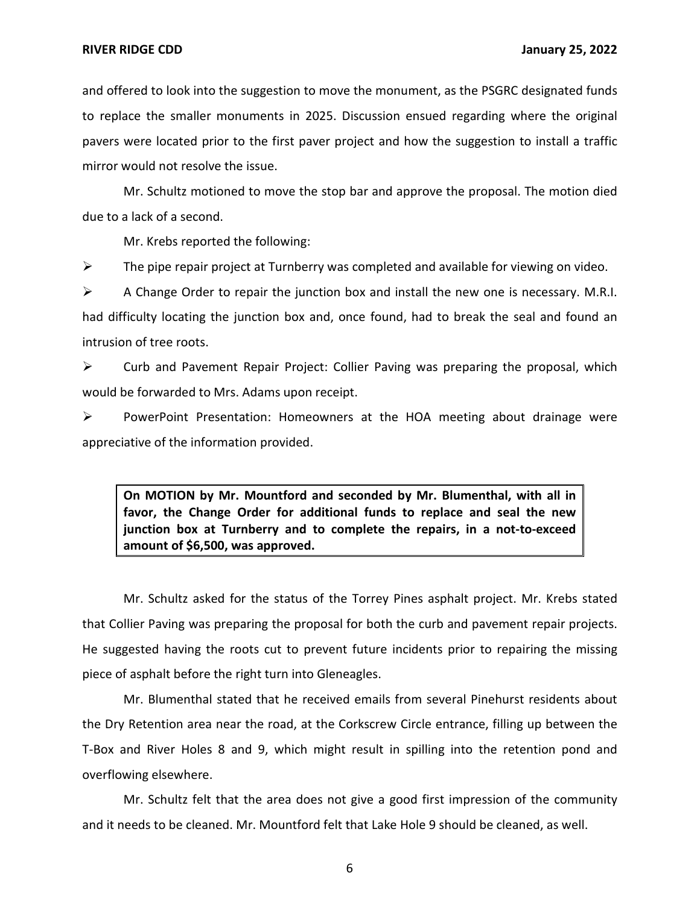and offered to look into the suggestion to move the monument, as the PSGRC designated funds to replace the smaller monuments in 2025. Discussion ensued regarding where the original pavers were located prior to the first paver project and how the suggestion to install a traffic mirror would not resolve the issue.

Mr. Schultz motioned to move the stop bar and approve the proposal. The motion died due to a lack of a second.

Mr. Krebs reported the following:

- The pipe repair project at Turnberry was completed and available for viewing on video.
- A Change Order to repair the junction box and install the new one is necessary. M.R.I. had difficulty locating the junction box and, once found, had to break the seal and found an intrusion of tree roots.
- Curb and Pavement Repair Project: Collier Paving was preparing the proposal, which would be forwarded to Mrs. Adams upon receipt.
- PowerPoint Presentation: Homeowners at the HOA meeting about drainage were appreciative of the information provided.

> **On MOTION by Mr. Mountford and seconded by Mr. Blumenthal, with all in favor, the Change Order for additional funds to replace and seal the new junction box at Turnberry and to complete the repairs, in a not-to-exceed amount of $6,500, was approved.**

Mr. Schultz asked for the status of the Torrey Pines asphalt project. Mr. Krebs stated that Collier Paving was preparing the proposal for both the curb and pavement repair projects. He suggested having the roots cut to prevent future incidents prior to repairing the missing piece of asphalt before the right turn into Gleneagles.

Mr. Blumenthal stated that he received emails from several Pinehurst residents about the Dry Retention area near the road, at the Corkscrew Circle entrance, filling up between the T-Box and River Holes 8 and 9, which might result in spilling into the retention pond and overflowing elsewhere.

Mr. Schultz felt that the area does not give a good first impression of the community and it needs to be cleaned. Mr. Mountford felt that Lake Hole 9 should be cleaned, as well.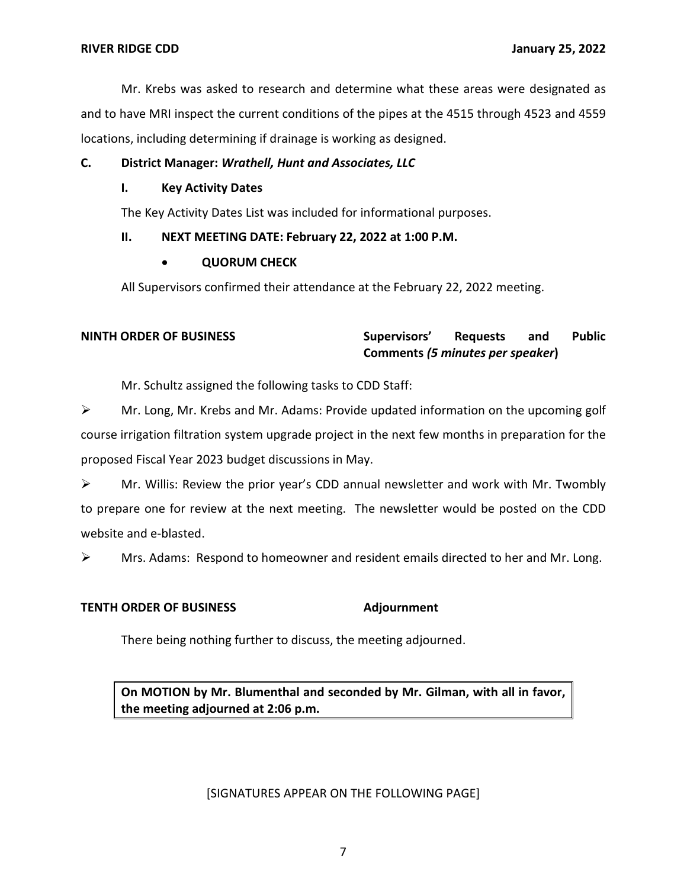Mr. Krebs was asked to research and determine what these areas were designated as and to have MRI inspect the current conditions of the pipes at the 4515 through 4523 and 4559 locations, including determining if drainage is working as designed.

**C. District Manager:** ***Wrathell, Hunt and Associates, LLC***

**I. Key Activity Dates**

The Key Activity Dates List was included for informational purposes.

**II. NEXT MEETING DATE: February 22, 2022 at 1:00 P.M.**

- **QUORUM CHECK**

All Supervisors confirmed their attendance at the February 22, 2022 meeting.

**NINTH ORDER OF BUSINESS** **Supervisors' Requests and Public Comments** ***(5 minutes per speaker)***

Mr. Schultz assigned the following tasks to CDD Staff:

- Mr. Long, Mr. Krebs and Mr. Adams: Provide updated information on the upcoming golf course irrigation filtration system upgrade project in the next few months in preparation for the proposed Fiscal Year 2023 budget discussions in May.
- Mr. Willis: Review the prior year's CDD annual newsletter and work with Mr. Twombly to prepare one for review at the next meeting. The newsletter would be posted on the CDD website and e-blasted.
- Mrs. Adams: Respond to homeowner and resident emails directed to her and Mr. Long.

**TENTH ORDER OF BUSINESS** **Adjournment**

There being nothing further to discuss, the meeting adjourned.

**On MOTION by Mr. Blumenthal and seconded by Mr. Gilman, with all in favor, the meeting adjourned at 2:06 p.m.**

[SIGNATURES APPEAR ON THE FOLLOWING PAGE]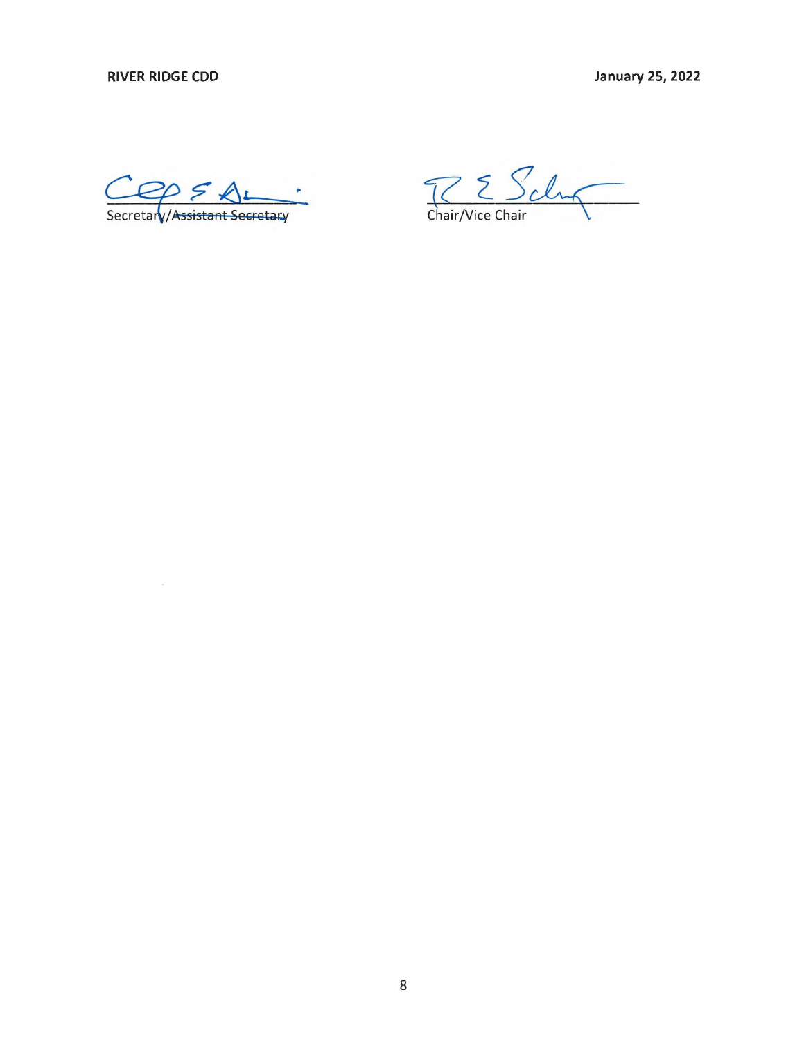_______________________________
Secretary/~~Assistant Secretary~~

_______________________________
Chair/Vice Chair